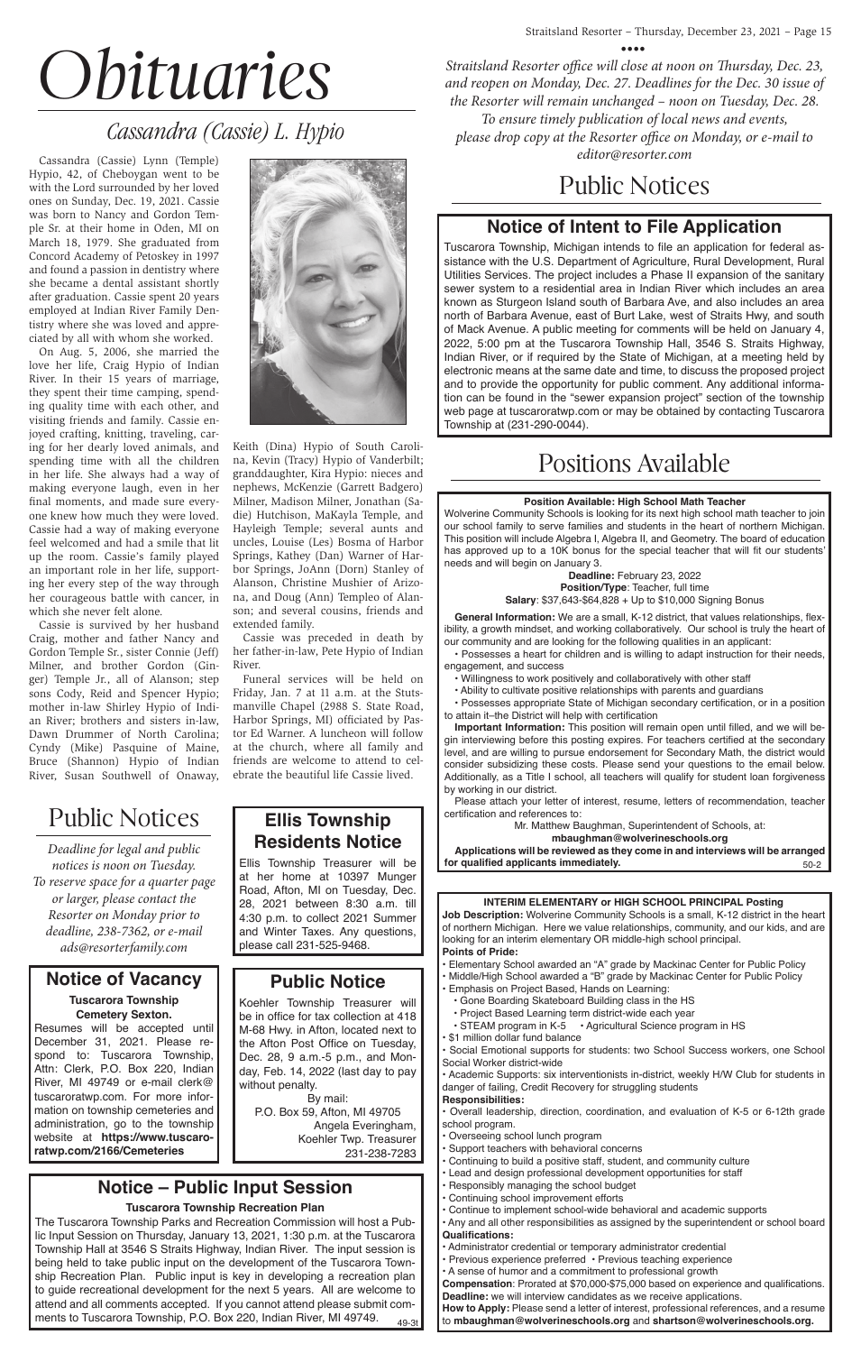# Obituaries

## Cassandra (Cassie) L. Hypio

Cassandra (Cassie) Lynn (Temple) Hypio, 42, of Cheboygan went to be with the Lord surrounded by her loved ones on Sunday, Dec. 19, 2021. Cassie was born to Nancy and Gordon Temple Sr. at their home in Oden, MI on March 18, 1979. She graduated from Concord Academy of Petoskey in 1997 and found a passion in dentistry where she became a dental assistant shortly after graduation. Cassie spent 20 years employed at Indian River Family Dentistry where she was loved and appreciated by all with whom she worked.

On Aug. 5, 2006, she married the love her life, Craig Hypio of Indian River. In their 15 years of marriage, they spent their time camping, spending quality time with each other, and visiting friends and family. Cassie enjoyed crafting, knitting, traveling, caring for her dearly loved animals, and spending time with all the children in her life. She always had a way of making everyone laugh, even in her final moments, and made sure everyone knew how much they were loved. Cassie had a way of making everyone feel welcomed and had a smile that lit up the room. Cassie's family played an important role in her life, supporting her every step of the way through her courageous battle with cancer, in which she never felt alone.

Cassie is survived by her husband Craig, mother and father Nancy and Gordon Temple Sr., sister Connie (Jeff) Milner, and brother Gordon (Ginger) Temple Jr., all of Alanson; step sons Cody, Reid and Spencer Hypio; mother in-law Shirley Hypio of Indian River; brothers and sisters in-law, Dawn Drummer of North Carolina; Cyndy (Mike) Pasquine of Maine, Bruce (Shannon) Hypio of Indian River, Susan Southwell of Onaway, Keith (Dina) Hypio of South Carolina, Kevin (Tracy) Hypio of Vanderbilt; granddaughter, Kira Hypio: nieces and nephews, McKenzie (Garrett Badgero) Milner, Madison Milner, Jonathan (Sadie) Hutchison, MaKayla Temple, and Hayleigh Temple; several aunts and uncles, Louise (Les) Bosma of Harbor Springs, Kathey (Dan) Warner of Harbor Springs, JoAnn (Dorn) Stanley of Alanson, Christine Mushier of Arizona, and Doug (Ann) Templeo of Alanson; and several cousins, friends and extended family.

Cassie was preceded in death by her father-in-law, Pete Hypio of Indian River.

Funeral services will be held on Friday, Jan. 7 at 11 a.m. at the Stutsmanville Chapel (2988 S. State Road, Harbor Springs, MI) officiated by Pastor Ed Warner. A luncheon will follow at the church, where all family and friends are welcome to attend to celebrate the beautiful life Cassie lived.

*Straitsland Resorter office will close at noon on Thursday, Dec. 23, and reopen on Monday, Dec. 27. Deadlines for the Dec. 30 issue of the Resorter will remain unchanged – noon on Tuesday, Dec. 28. To ensure timely publication of local news and events, please drop copy at the Resorter office on Monday, or e-mail to editor@resorter.com*

# Public Notices

## Notice of Intent to File Application

Tuscarora Township, Michigan intends to file an application for federal assistance with the U.S. Department of Agriculture, Rural Development, Rural Utilities Services. The project includes a Phase II expansion of the sanitary sewer system to a residential area in Indian River which includes an area known as Sturgeon Island south of Barbara Ave, and also includes an area north of Barbara Avenue, east of Burt Lake, west of Straits Hwy, and south of Mack Avenue. A public meeting for comments will be held on January 4, 2022, 5:00 pm at the Tuscarora Township Hall, 3546 S. Straits Highway, Indian River, or if required by the State of Michigan, at a meeting held by electronic means at the same date and time, to discuss the proposed project and to provide the opportunity for public comment. Any additional information can be found in the "sewer expansion project" section of the township web page at tuscaroratwp.com or may be obtained by contacting Tuscarora Township at (231-290-0044).

# Positions Available

**Position Available: High School Math Teacher**

Wolverine Community Schools is looking for its next high school math teacher to join our school family to serve families and students in the heart of northern Michigan. This position will include Algebra I, Algebra II, and Geometry. The board of education has approved up to a 10K bonus for the special teacher that will fit our students' needs and will begin on January 3.

**Deadline:** February 23, 2022
**Position/Type**: Teacher, full time
**Salary**: $37,643-$64,828 + Up to $10,000 Signing Bonus

**General Information:** We are a small, K-12 district, that values relationships, flexibility, a growth mindset, and working collaboratively. Our school is truly the heart of our community and are looking for the following qualities in an applicant:

- Possesses a heart for children and is willing to adapt instruction for their needs, engagement, and success
- Willingness to work positively and collaboratively with other staff
- Ability to cultivate positive relationships with parents and guardians
- Possesses appropriate State of Michigan secondary certification, or in a position to attain it–the District will help with certification

**Important Information:** This position will remain open until filled, and we will begin interviewing before this posting expires. For teachers certified at the secondary level, and are willing to pursue endorsement for Secondary Math, the district would consider subsidizing these costs. Please send your questions to the email below. Additionally, as a Title I school, all teachers will qualify for student loan forgiveness by working in our district.

Please attach your letter of interest, resume, letters of recommendation, teacher certification and references to:

Mr. Matthew Baughman, Superintendent of Schools, at:
**mbaughman@wolverineschools.org**

**Applications will be reviewed as they come in and interviews will be arranged for qualified applicants immediately.** 50-2

**INTERIM ELEMENTARY or HIGH SCHOOL PRINCIPAL Posting**

**Job Description:** Wolverine Community Schools is a small, K-12 district in the heart of northern Michigan. Here we value relationships, community, and our kids, and are looking for an interim elementary OR middle-high school principal.

**Points of Pride:**

- Elementary School awarded an "A" grade by Mackinac Center for Public Policy
- Middle/High School awarded a "B" grade by Mackinac Center for Public Policy
- Emphasis on Project Based, Hands on Learning:
  - Gone Boarding Skateboard Building class in the HS
  - Project Based Learning term district-wide each year
  - STEAM program in K-5
  - Agricultural Science program in HS
- $1 million dollar fund balance
- Social Emotional supports for students: two School Success workers, one School Social Worker district-wide
- Academic Supports: six interventionists in-district, weekly H/W Club for students in danger of failing, Credit Recovery for struggling students

**Responsibilities:**

- Overall leadership, direction, coordination, and evaluation of K-5 or 6-12th grade school program.
- Overseeing school lunch program
- Support teachers with behavioral concerns
- Continuing to build a positive staff, student, and community culture
- Lead and design professional development opportunities for staff
- Responsibly managing the school budget
- Continuing school improvement efforts
- Continue to implement school-wide behavioral and academic supports
- Any and all other responsibilities as assigned by the superintendent or school board

**Qualifications:**

- Administrator credential or temporary administrator credential
- Previous experience preferred
- Previous teaching experience
- A sense of humor and a commitment to professional growth

**Compensation**: Prorated at $70,000-$75,000 based on experience and qualifications.
**Deadline:** we will interview candidates as we receive applications.
**How to Apply:** Please send a letter of interest, professional references, and a resume to **mbaughman@wolverineschools.org** and **shartson@wolverineschools.org.**

# Public Notices

*Deadline for legal and public notices is noon on Tuesday. To reserve space for a quarter page or larger, please contact the Resorter on Monday prior to deadline, 238-7362, or e-mail ads@resorterfamily.com*

## Ellis Township Residents Notice

Ellis Township Treasurer will be at her home at 10397 Munger Road, Afton, MI on Tuesday, Dec. 28, 2021 between 8:30 a.m. till 4:30 p.m. to collect 2021 Summer and Winter Taxes. Any questions, please call 231-525-9468.

## Notice of Vacancy

**Tuscarora Township Cemetery Sexton.**

Resumes will be accepted until December 31, 2021. Please respond to: Tuscarora Township, Attn: Clerk, P.O. Box 220, Indian River, MI 49749 or e-mail clerk@tuscaroratwp.com. For more information on township cemeteries and administration, go to the township website at **https://www.tuscaroratwp.com/2166/Cemeteries**

## Public Notice

Koehler Township Treasurer will be in office for tax collection at 418 M-68 Hwy. in Afton, located next to the Afton Post Office on Tuesday, Dec. 28, 9 a.m.-5 p.m., and Monday, Feb. 14, 2022 (last day to pay without penalty.

By mail:
P.O. Box 59, Afton, MI 49705
Angela Everingham,
Koehler Twp. Treasurer
231-238-7283

## Notice – Public Input Session

**Tuscarora Township Recreation Plan**

The Tuscarora Township Parks and Recreation Commission will host a Public Input Session on Thursday, January 13, 2021, 1:30 p.m. at the Tuscarora Township Hall at 3546 S Straits Highway, Indian River. The input session is being held to take public input on the development of the Tuscarora Township Recreation Plan. Public input is key in developing a recreation plan to guide recreational development for the next 5 years. All are welcome to attend and all comments accepted. If you cannot attend please submit comments to Tuscarora Township, P.O. Box 220, Indian River, MI 49749. 49-3t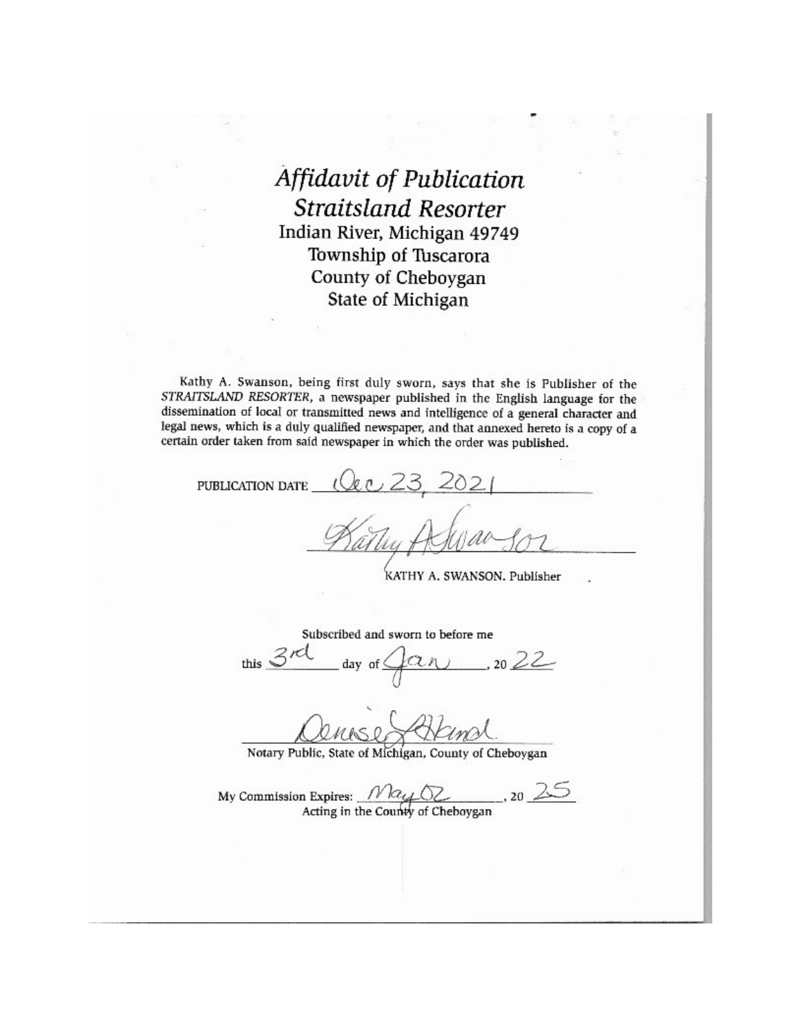# *Affidavit of Publication*
## *Straitsland Resorter*

Indian River, Michigan 49749
Township of Tuscarora
County of Cheboygan
State of Michigan

Kathy A. Swanson, being first duly sworn, says that she is Publisher of the *STRAITSLAND RESORTER*, a newspaper published in the English language for the dissemination of local or transmitted news and intelligence of a general character and legal news, which is a duly qualified newspaper, and that annexed hereto is a copy of a certain order taken from said newspaper in which the order was published.

PUBLICATION DATE Dec 23, 2021

Kathy A Swanson
KATHY A. SWANSON. Publisher

Subscribed and sworn to before me
this 3rd day of Jan, 20 22

Denise Atkind
Notary Public, State of Michigan, County of Cheboygan

My Commission Expires: May 02, 20 25
Acting in the County of Cheboygan